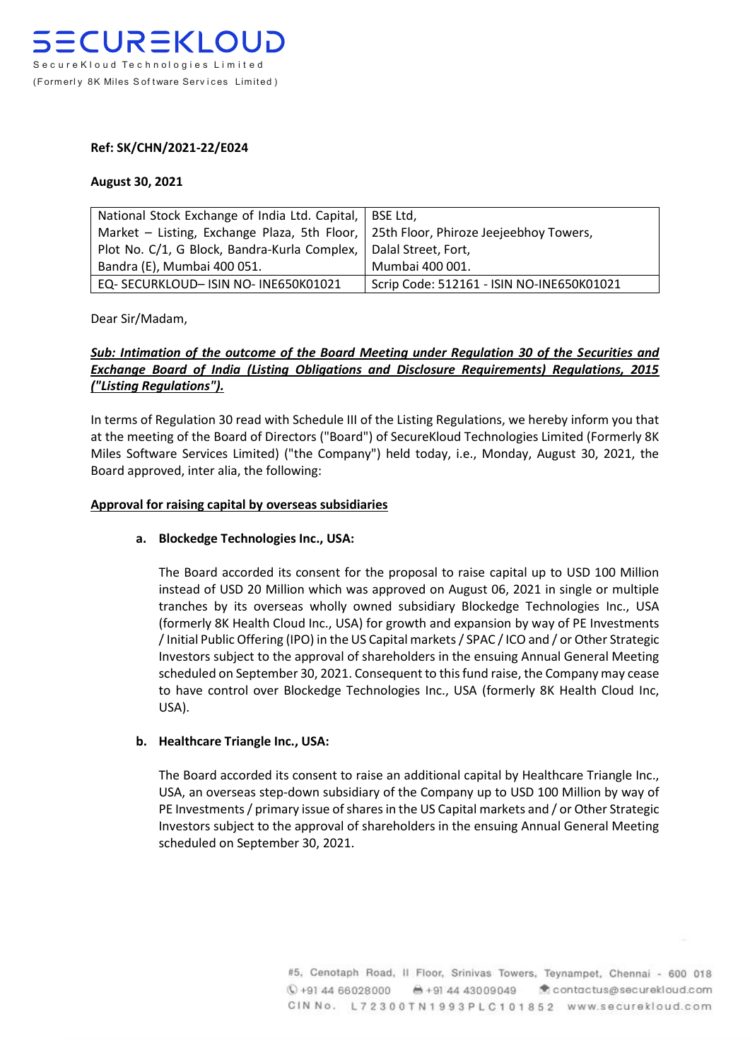# SECUREKLOUD

SecureKloud Technologies Limited

(Formerly 8K Miles Software Services Limited)

**Ref: SK/CHN/2021-22/E024**

**August 30, 2021**

| National Stock Exchange of India Ltd. Capital, Market – Listing, Exchange Plaza, 5th Floor, Plot No. C/1, G Block, Bandra-Kurla Complex, Bandra (E), Mumbai 400 051. | BSE Ltd, 25th Floor, Phiroze Jeejeebhoy Towers, Dalal Street, Fort, Mumbai 400 001. |
|---|---|
| EQ- SECURKLOUD– ISIN NO- INE650K01021 | Scrip Code: 512161 - ISIN NO-INE650K01021 |

Dear Sir/Madam,

***Sub: Intimation of the outcome of the Board Meeting under Regulation 30 of the Securities and Exchange Board of India (Listing Obligations and Disclosure Requirements) Regulations, 2015 ("Listing Regulations").***

In terms of Regulation 30 read with Schedule III of the Listing Regulations, we hereby inform you that at the meeting of the Board of Directors ("Board") of SecureKloud Technologies Limited (Formerly 8K Miles Software Services Limited) ("the Company") held today, i.e., Monday, August 30, 2021, the Board approved, inter alia, the following:

**Approval for raising capital by overseas subsidiaries**

**a. Blockedge Technologies Inc., USA:**

The Board accorded its consent for the proposal to raise capital up to USD 100 Million instead of USD 20 Million which was approved on August 06, 2021 in single or multiple tranches by its overseas wholly owned subsidiary Blockedge Technologies Inc., USA (formerly 8K Health Cloud Inc., USA) for growth and expansion by way of PE Investments / Initial Public Offering (IPO) in the US Capital markets / SPAC / ICO and / or Other Strategic Investors subject to the approval of shareholders in the ensuing Annual General Meeting scheduled on September 30, 2021. Consequent to this fund raise, the Company may cease to have control over Blockedge Technologies Inc., USA (formerly 8K Health Cloud Inc, USA).

**b. Healthcare Triangle Inc., USA:**

The Board accorded its consent to raise an additional capital by Healthcare Triangle Inc., USA, an overseas step-down subsidiary of the Company up to USD 100 Million by way of PE Investments / primary issue of shares in the US Capital markets and / or Other Strategic Investors subject to the approval of shareholders in the ensuing Annual General Meeting scheduled on September 30, 2021.

#5, Cenotaph Road, II Floor, Srinivas Towers, Teynampet, Chennai - 600 018
+91 44 66028000 +91 44 43009049 contactus@securekloud.com
CIN No. L72300TN1993PLC101852 www.securekloud.com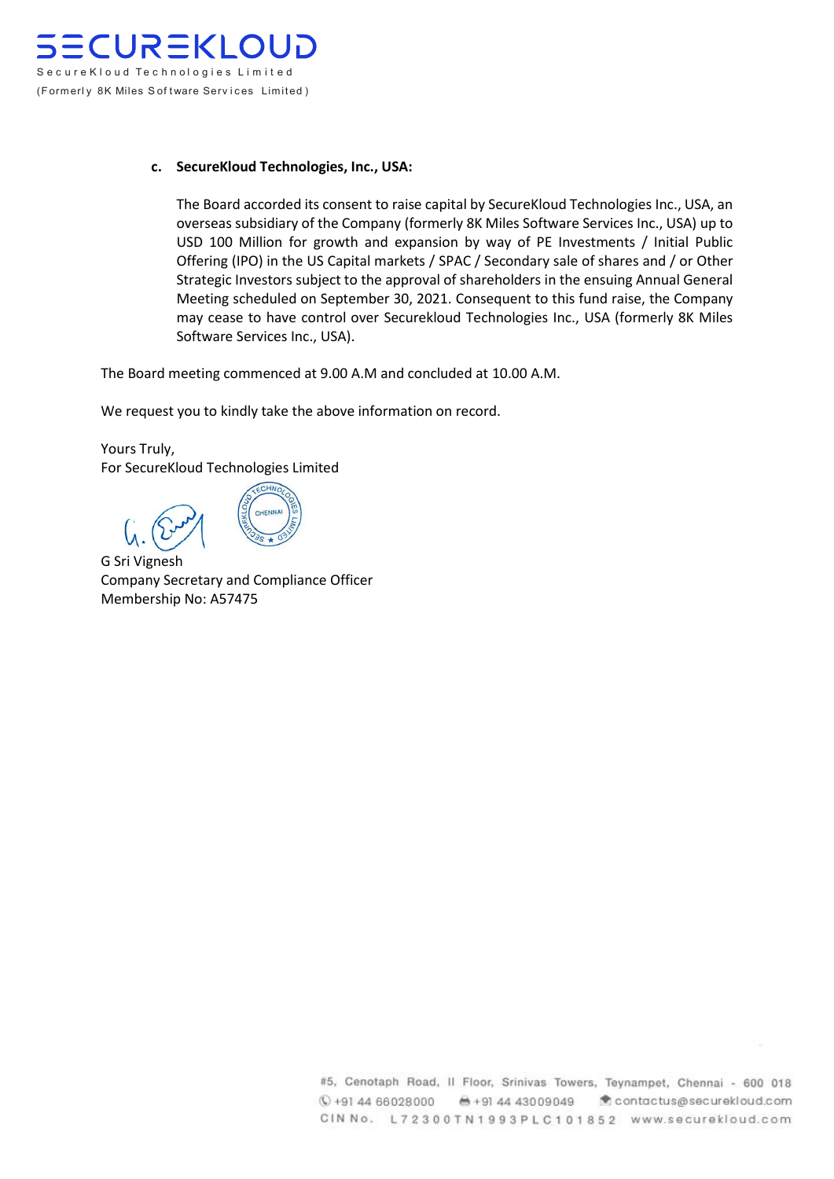**c. SecureKloud Technologies, Inc., USA:**

The Board accorded its consent to raise capital by SecureKloud Technologies Inc., USA, an overseas subsidiary of the Company (formerly 8K Miles Software Services Inc., USA) up to USD 100 Million for growth and expansion by way of PE Investments / Initial Public Offering (IPO) in the US Capital markets / SPAC / Secondary sale of shares and / or Other Strategic Investors subject to the approval of shareholders in the ensuing Annual General Meeting scheduled on September 30, 2021. Consequent to this fund raise, the Company may cease to have control over Securekloud Technologies Inc., USA (formerly 8K Miles Software Services Inc., USA).

The Board meeting commenced at 9.00 A.M and concluded at 10.00 A.M.

We request you to kindly take the above information on record.

Yours Truly,
For SecureKloud Technologies Limited

G Sri Vignesh
Company Secretary and Compliance Officer
Membership No: A57475